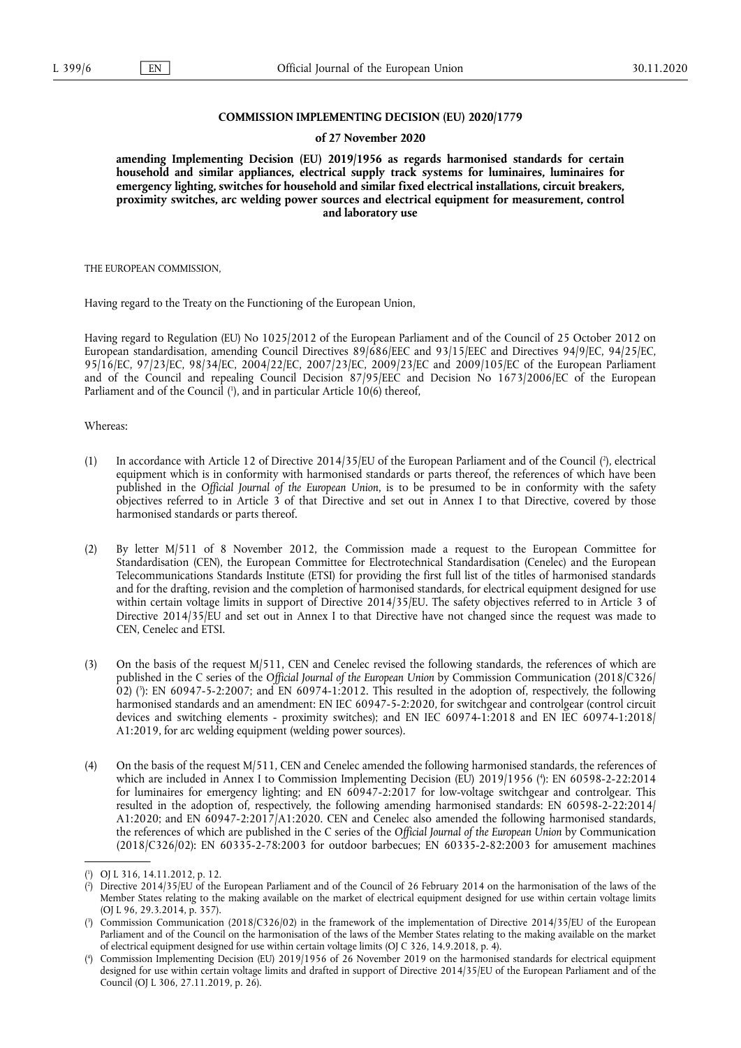**COMMISSION IMPLEMENTING DECISION (EU) 2020/1779**

**of 27 November 2020**

**amending Implementing Decision (EU) 2019/1956 as regards harmonised standards for certain household and similar appliances, electrical supply track systems for luminaires, luminaires for emergency lighting, switches for household and similar fixed electrical installations, circuit breakers, proximity switches, arc welding power sources and electrical equipment for measurement, control and laboratory use**

THE EUROPEAN COMMISSION,

Having regard to the Treaty on the Functioning of the European Union,

Having regard to Regulation (EU) No 1025/2012 of the European Parliament and of the Council of 25 October 2012 on European standardisation, amending Council Directives 89/686/EEC and 93/15/EEC and Directives 94/9/EC, 94/25/EC, 95/16/EC, 97/23/EC, 98/34/EC, 2004/22/EC, 2007/23/EC, 2009/23/EC and 2009/105/EC of the European Parliament and of the Council and repealing Council Decision 87/95/EEC and Decision No 1673/2006/EC of the European Parliament and of the Council ([1]), and in particular Article 10(6) thereof,

Whereas:

(1) In accordance with Article 12 of Directive 2014/35/EU of the European Parliament and of the Council ([2]), electrical equipment which is in conformity with harmonised standards or parts thereof, the references of which have been published in the *Official Journal of the European Union*, is to be presumed to be in conformity with the safety objectives referred to in Article 3 of that Directive and set out in Annex I to that Directive, covered by those harmonised standards or parts thereof.

(2) By letter M/511 of 8 November 2012, the Commission made a request to the European Committee for Standardisation (CEN), the European Committee for Electrotechnical Standardisation (Cenelec) and the European Telecommunications Standards Institute (ETSI) for providing the first full list of the titles of harmonised standards and for the drafting, revision and the completion of harmonised standards, for electrical equipment designed for use within certain voltage limits in support of Directive 2014/35/EU. The safety objectives referred to in Article 3 of Directive 2014/35/EU and set out in Annex I to that Directive have not changed since the request was made to CEN, Cenelec and ETSI.

(3) On the basis of the request M/511, CEN and Cenelec revised the following standards, the references of which are published in the C series of the *Official Journal of the European Union* by Commission Communication (2018/C326/02) ([3]): EN 60947-5-2:2007; and EN 60974-1:2012. This resulted in the adoption of, respectively, the following harmonised standards and an amendment: EN IEC 60947-5-2:2020, for switchgear and controlgear (control circuit devices and switching elements - proximity switches); and EN IEC 60974-1:2018 and EN IEC 60974-1:2018/A1:2019, for arc welding equipment (welding power sources).

(4) On the basis of the request M/511, CEN and Cenelec amended the following harmonised standards, the references of which are included in Annex I to Commission Implementing Decision (EU) 2019/1956 ([4]): EN 60598-2-22:2014 for luminaires for emergency lighting; and EN 60947-2:2017 for low-voltage switchgear and controlgear. This resulted in the adoption of, respectively, the following amending harmonised standards: EN 60598-2-22:2014/A1:2020; and EN 60947-2:2017/A1:2020. CEN and Cenelec also amended the following harmonised standards, the references of which are published in the C series of the *Official Journal of the European Union* by Communication (2018/C326/02): EN 60335-2-78:2003 for outdoor barbecues; EN 60335-2-82:2003 for amusement machines

---

([1]) OJ L 316, 14.11.2012, p. 12.

([2]) Directive 2014/35/EU of the European Parliament and of the Council of 26 February 2014 on the harmonisation of the laws of the Member States relating to the making available on the market of electrical equipment designed for use within certain voltage limits (OJ L 96, 29.3.2014, p. 357).

([3]) Commission Communication (2018/C326/02) in the framework of the implementation of Directive 2014/35/EU of the European Parliament and of the Council on the harmonisation of the laws of the Member States relating to the making available on the market of electrical equipment designed for use within certain voltage limits (OJ C 326, 14.9.2018, p. 4).

([4]) Commission Implementing Decision (EU) 2019/1956 of 26 November 2019 on the harmonised standards for electrical equipment designed for use within certain voltage limits and drafted in support of Directive 2014/35/EU of the European Parliament and of the Council (OJ L 306, 27.11.2019, p. 26).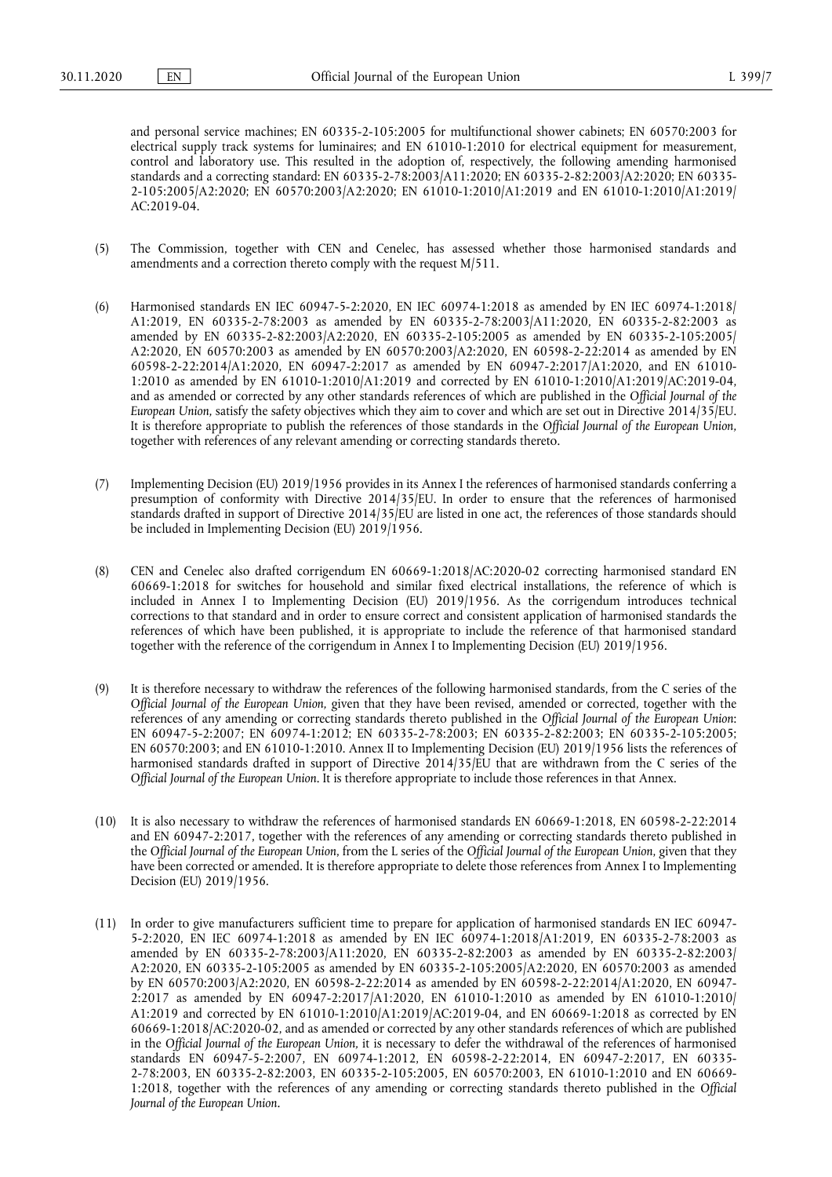and personal service machines; EN 60335-2-105:2005 for multifunctional shower cabinets; EN 60570:2003 for electrical supply track systems for luminaires; and EN 61010-1:2010 for electrical equipment for measurement, control and laboratory use. This resulted in the adoption of, respectively, the following amending harmonised standards and a correcting standard: EN 60335-2-78:2003/A11:2020; EN 60335-2-82:2003/A2:2020; EN 60335-2-105:2005/A2:2020; EN 60570:2003/A2:2020; EN 61010-1:2010/A1:2019 and EN 61010-1:2010/A1:2019/AC:2019-04.

(5) The Commission, together with CEN and Cenelec, has assessed whether those harmonised standards and amendments and a correction thereto comply with the request M/511.

(6) Harmonised standards EN IEC 60947-5-2:2020, EN IEC 60974-1:2018 as amended by EN IEC 60974-1:2018/A1:2019, EN 60335-2-78:2003 as amended by EN 60335-2-78:2003/A11:2020, EN 60335-2-82:2003 as amended by EN 60335-2-82:2003/A2:2020, EN 60335-2-105:2005 as amended by EN 60335-2-105:2005/A2:2020, EN 60570:2003 as amended by EN 60570:2003/A2:2020, EN 60598-2-22:2014 as amended by EN 60598-2-22:2014/A1:2020, EN 60947-2:2017 as amended by EN 60947-2:2017/A1:2020, and EN 61010-1:2010 as amended by EN 61010-1:2010/A1:2019 and corrected by EN 61010-1:2010/A1:2019/AC:2019-04, and as amended or corrected by any other standards references of which are published in the *Official Journal of the European Union,* satisfy the safety objectives which they aim to cover and which are set out in Directive 2014/35/EU. It is therefore appropriate to publish the references of those standards in the *Official Journal of the European Union*, together with references of any relevant amending or correcting standards thereto.

(7) Implementing Decision (EU) 2019/1956 provides in its Annex I the references of harmonised standards conferring a presumption of conformity with Directive 2014/35/EU. In order to ensure that the references of harmonised standards drafted in support of Directive 2014/35/EU are listed in one act, the references of those standards should be included in Implementing Decision (EU) 2019/1956.

(8) CEN and Cenelec also drafted corrigendum EN 60669-1:2018/AC:2020-02 correcting harmonised standard EN 60669-1:2018 for switches for household and similar fixed electrical installations, the reference of which is included in Annex I to Implementing Decision (EU) 2019/1956. As the corrigendum introduces technical corrections to that standard and in order to ensure correct and consistent application of harmonised standards the references of which have been published, it is appropriate to include the reference of that harmonised standard together with the reference of the corrigendum in Annex I to Implementing Decision (EU) 2019/1956.

(9) It is therefore necessary to withdraw the references of the following harmonised standards, from the C series of the *Official Journal of the European Union,* given that they have been revised, amended or corrected, together with the references of any amending or correcting standards thereto published in the *Official Journal of the European Union*: EN 60947-5-2:2007; EN 60974-1:2012; EN 60335-2-78:2003; EN 60335-2-82:2003; EN 60335-2-105:2005; EN 60570:2003; and EN 61010-1:2010. Annex II to Implementing Decision (EU) 2019/1956 lists the references of harmonised standards drafted in support of Directive 2014/35/EU that are withdrawn from the C series of the *Official Journal of the European Union*. It is therefore appropriate to include those references in that Annex.

(10) It is also necessary to withdraw the references of harmonised standards EN 60669-1:2018, EN 60598-2-22:2014 and EN 60947-2:2017, together with the references of any amending or correcting standards thereto published in the *Official Journal of the European Union*, from the L series of the *Official Journal of the European Union*, given that they have been corrected or amended. It is therefore appropriate to delete those references from Annex I to Implementing Decision (EU) 2019/1956.

(11) In order to give manufacturers sufficient time to prepare for application of harmonised standards EN IEC 60947-5-2:2020, EN IEC 60974-1:2018 as amended by EN IEC 60974-1:2018/A1:2019, EN 60335-2-78:2003 as amended by EN 60335-2-78:2003/A11:2020, EN 60335-2-82:2003 as amended by EN 60335-2-82:2003/A2:2020, EN 60335-2-105:2005 as amended by EN 60335-2-105:2005/A2:2020, EN 60570:2003 as amended by EN 60570:2003/A2:2020, EN 60598-2-22:2014 as amended by EN 60598-2-22:2014/A1:2020, EN 60947-2:2017 as amended by EN 60947-2:2017/A1:2020, EN 61010-1:2010 as amended by EN 61010-1:2010/A1:2019 and corrected by EN 61010-1:2010/A1:2019/AC:2019-04, and EN 60669-1:2018 as corrected by EN 60669-1:2018/AC:2020-02, and as amended or corrected by any other standards references of which are published in the *Official Journal of the European Union,* it is necessary to defer the withdrawal of the references of harmonised standards EN 60947-5-2:2007, EN 60974-1:2012, EN 60598-2-22:2014, EN 60947-2:2017, EN 60335-2-78:2003, EN 60335-2-82:2003, EN 60335-2-105:2005, EN 60570:2003, EN 61010-1:2010 and EN 60669-1:2018, together with the references of any amending or correcting standards thereto published in the *Official Journal of the European Union*.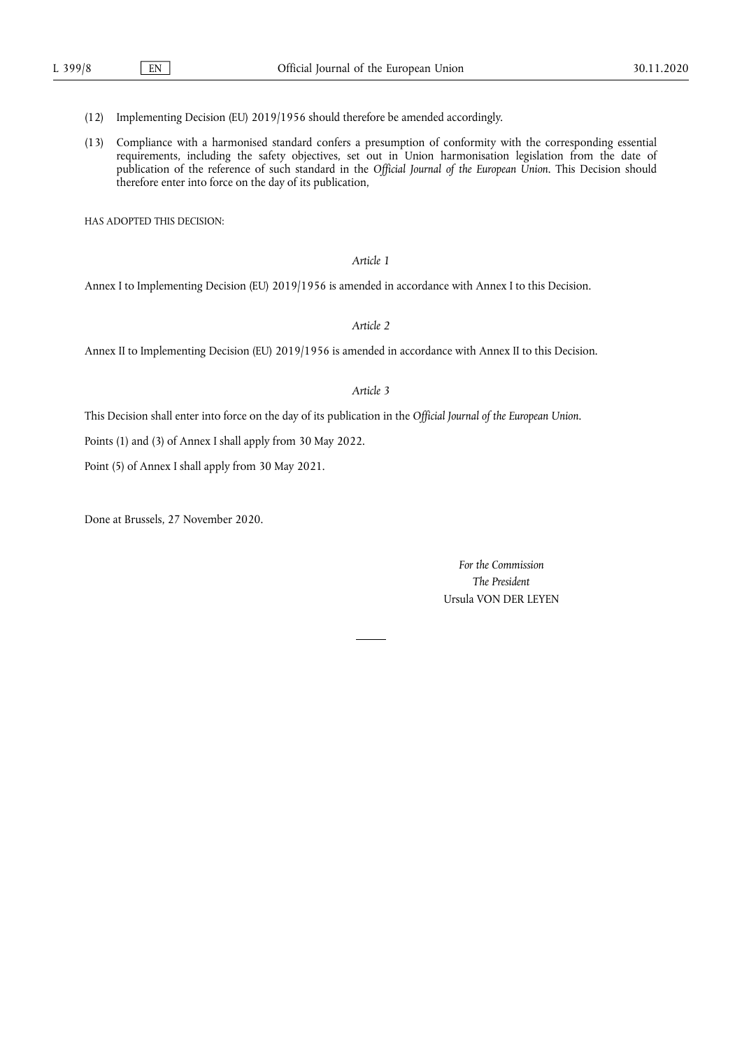(12) Implementing Decision (EU) 2019/1956 should therefore be amended accordingly.

(13) Compliance with a harmonised standard confers a presumption of conformity with the corresponding essential requirements, including the safety objectives, set out in Union harmonisation legislation from the date of publication of the reference of such standard in the *Official Journal of the European Union*. This Decision should therefore enter into force on the day of its publication,

HAS ADOPTED THIS DECISION:

*Article 1*

Annex I to Implementing Decision (EU) 2019/1956 is amended in accordance with Annex I to this Decision.

*Article 2*

Annex II to Implementing Decision (EU) 2019/1956 is amended in accordance with Annex II to this Decision.

*Article 3*

This Decision shall enter into force on the day of its publication in the *Official Journal of the European Union*.

Points (1) and (3) of Annex I shall apply from 30 May 2022.

Point (5) of Annex I shall apply from 30 May 2021.

Done at Brussels, 27 November 2020.

*For the Commission*
*The President*
Ursula VON DER LEYEN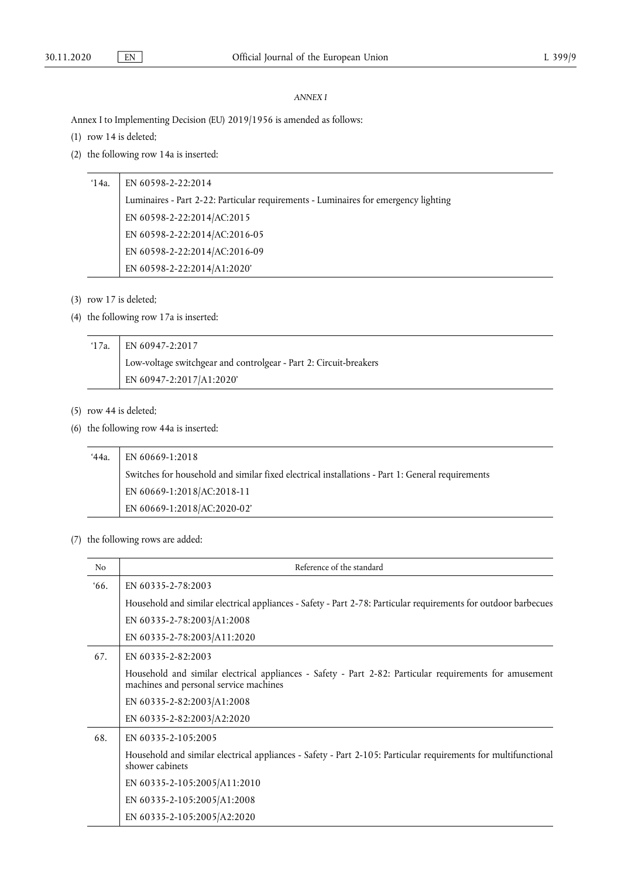*ANNEX I*

Annex I to Implementing Decision (EU) 2019/1956 is amended as follows:

(1) row 14 is deleted;

(2) the following row 14a is inserted:

| | |
|---|---|
| '14a. | EN 60598-2-22:2014<br>Luminaires - Part 2-22: Particular requirements - Luminaires for emergency lighting<br>EN 60598-2-22:2014/AC:2015<br>EN 60598-2-22:2014/AC:2016-05<br>EN 60598-2-22:2014/AC:2016-09<br>EN 60598-2-22:2014/A1:2020' |

(3) row 17 is deleted;

(4) the following row 17a is inserted:

| | |
|---|---|
| '17a. | EN 60947-2:2017<br>Low-voltage switchgear and controlgear - Part 2: Circuit-breakers<br>EN 60947-2:2017/A1:2020' |

(5) row 44 is deleted;

(6) the following row 44a is inserted:

| | |
|---|---|
| '44a. | EN 60669-1:2018<br>Switches for household and similar fixed electrical installations - Part 1: General requirements<br>EN 60669-1:2018/AC:2018-11<br>EN 60669-1:2018/AC:2020-02' |

(7) the following rows are added:

| No | Reference of the standard |
|---|---|
| '66. | EN 60335-2-78:2003<br>Household and similar electrical appliances - Safety - Part 2-78: Particular requirements for outdoor barbecues<br>EN 60335-2-78:2003/A1:2008<br>EN 60335-2-78:2003/A11:2020 |
| 67. | EN 60335-2-82:2003<br>Household and similar electrical appliances - Safety - Part 2-82: Particular requirements for amusement machines and personal service machines<br>EN 60335-2-82:2003/A1:2008<br>EN 60335-2-82:2003/A2:2020 |
| 68. | EN 60335-2-105:2005<br>Household and similar electrical appliances - Safety - Part 2-105: Particular requirements for multifunctional shower cabinets<br>EN 60335-2-105:2005/A11:2010<br>EN 60335-2-105:2005/A1:2008<br>EN 60335-2-105:2005/A2:2020 |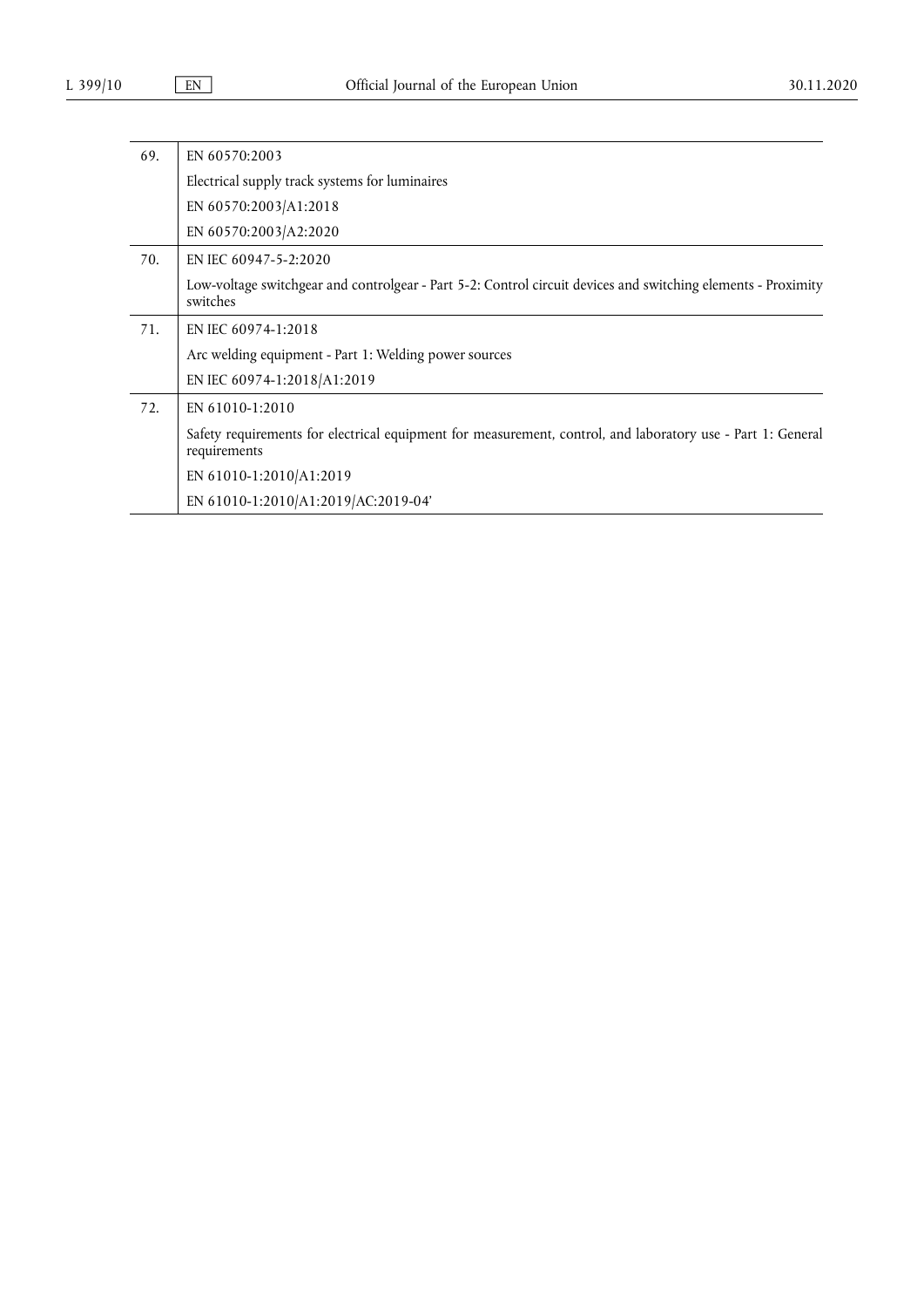| | |
|---|---|
| 69. | EN 60570:2003<br>Electrical supply track systems for luminaires<br>EN 60570:2003/A1:2018<br>EN 60570:2003/A2:2020 |
| 70. | EN IEC 60947-5-2:2020<br>Low-voltage switchgear and controlgear - Part 5-2: Control circuit devices and switching elements - Proximity switches |
| 71. | EN IEC 60974-1:2018<br>Arc welding equipment - Part 1: Welding power sources<br>EN IEC 60974-1:2018/A1:2019 |
| 72. | EN 61010-1:2010<br>Safety requirements for electrical equipment for measurement, control, and laboratory use - Part 1: General requirements<br>EN 61010-1:2010/A1:2019<br>EN 61010-1:2010/A1:2019/AC:2019-04' |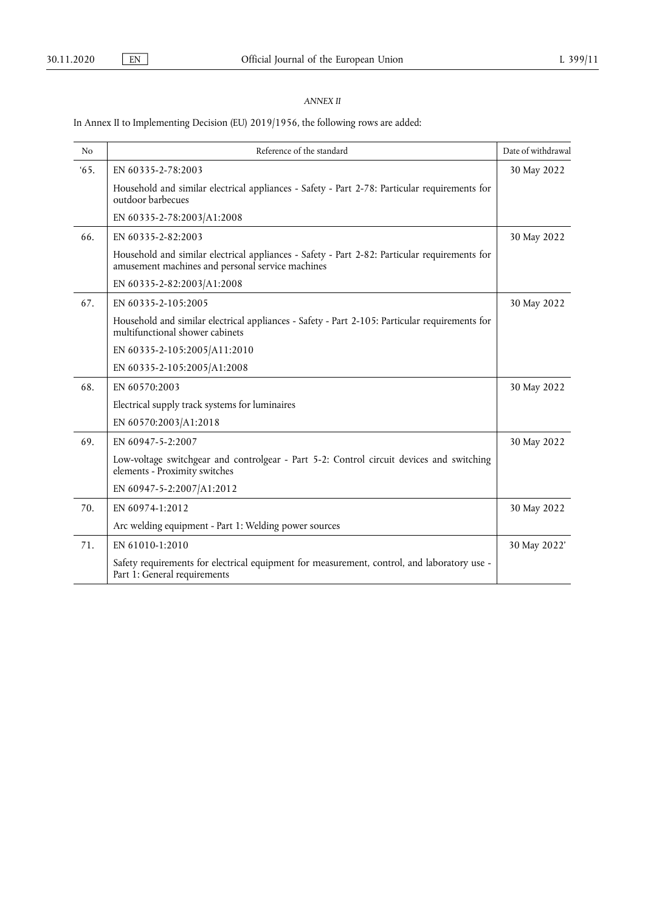*ANNEX II*

In Annex II to Implementing Decision (EU) 2019/1956, the following rows are added:

| No | Reference of the standard | Date of withdrawal |
|---|---|---|
| '65. | EN 60335-2-78:2003<br>Household and similar electrical appliances - Safety - Part 2-78: Particular requirements for outdoor barbecues<br>EN 60335-2-78:2003/A1:2008 | 30 May 2022 |
| 66. | EN 60335-2-82:2003<br>Household and similar electrical appliances - Safety - Part 2-82: Particular requirements for amusement machines and personal service machines<br>EN 60335-2-82:2003/A1:2008 | 30 May 2022 |
| 67. | EN 60335-2-105:2005<br>Household and similar electrical appliances - Safety - Part 2-105: Particular requirements for multifunctional shower cabinets<br>EN 60335-2-105:2005/A11:2010<br>EN 60335-2-105:2005/A1:2008 | 30 May 2022 |
| 68. | EN 60570:2003<br>Electrical supply track systems for luminaires<br>EN 60570:2003/A1:2018 | 30 May 2022 |
| 69. | EN 60947-5-2:2007<br>Low-voltage switchgear and controlgear - Part 5-2: Control circuit devices and switching elements - Proximity switches<br>EN 60947-5-2:2007/A1:2012 | 30 May 2022 |
| 70. | EN 60974-1:2012<br>Arc welding equipment - Part 1: Welding power sources | 30 May 2022 |
| 71. | EN 61010-1:2010<br>Safety requirements for electrical equipment for measurement, control, and laboratory use - Part 1: General requirements | 30 May 2022' |